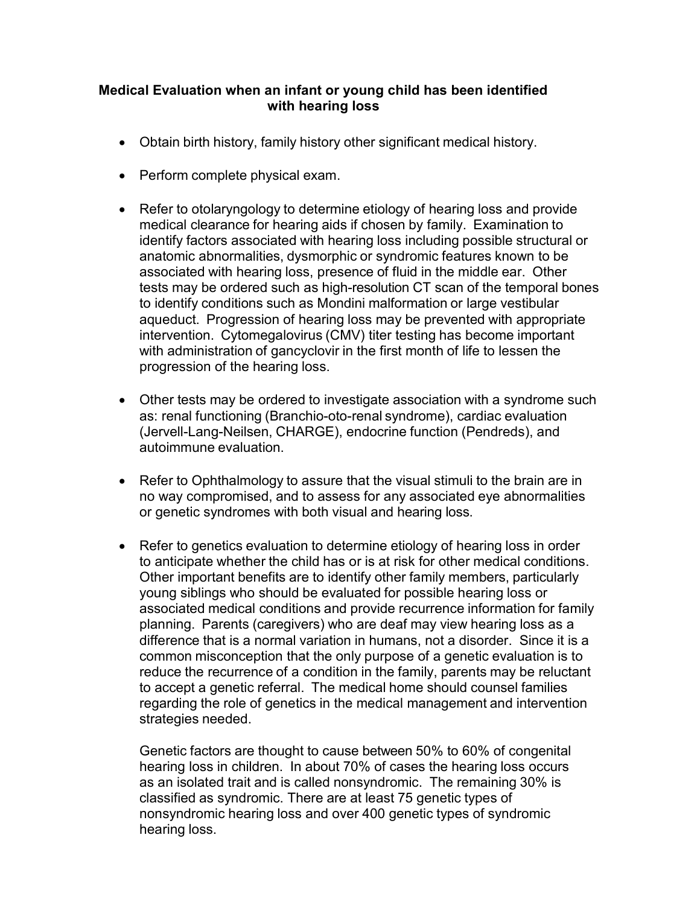## Medical Evaluation when an infant or young child has been identified with hearing loss

- Obtain birth history, family history other significant medical history.

- Perform complete physical exam.

- Refer to otolaryngology to determine etiology of hearing loss and provide medical clearance for hearing aids if chosen by family. Examination to identify factors associated with hearing loss including possible structural or anatomic abnormalities, dysmorphic or syndromic features known to be associated with hearing loss, presence of fluid in the middle ear. Other tests may be ordered such as high-resolution CT scan of the temporal bones to identify conditions such as Mondini malformation or large vestibular aqueduct. Progression of hearing loss may be prevented with appropriate intervention. Cytomegalovirus (CMV) titer testing has become important with administration of gancyclovir in the first month of life to lessen the progression of the hearing loss.

- Other tests may be ordered to investigate association with a syndrome such as: renal functioning (Branchio-oto-renal syndrome), cardiac evaluation (Jervell-Lang-Neilsen, CHARGE), endocrine function (Pendreds), and autoimmune evaluation.

- Refer to Ophthalmology to assure that the visual stimuli to the brain are in no way compromised, and to assess for any associated eye abnormalities or genetic syndromes with both visual and hearing loss.

- Refer to genetics evaluation to determine etiology of hearing loss in order to anticipate whether the child has or is at risk for other medical conditions. Other important benefits are to identify other family members, particularly young siblings who should be evaluated for possible hearing loss or associated medical conditions and provide recurrence information for family planning. Parents (caregivers) who are deaf may view hearing loss as a difference that is a normal variation in humans, not a disorder. Since it is a common misconception that the only purpose of a genetic evaluation is to reduce the recurrence of a condition in the family, parents may be reluctant to accept a genetic referral. The medical home should counsel families regarding the role of genetics in the medical management and intervention strategies needed.

  Genetic factors are thought to cause between 50% to 60% of congenital hearing loss in children. In about 70% of cases the hearing loss occurs as an isolated trait and is called nonsyndromic. The remaining 30% is classified as syndromic. There are at least 75 genetic types of nonsyndromic hearing loss and over 400 genetic types of syndromic hearing loss.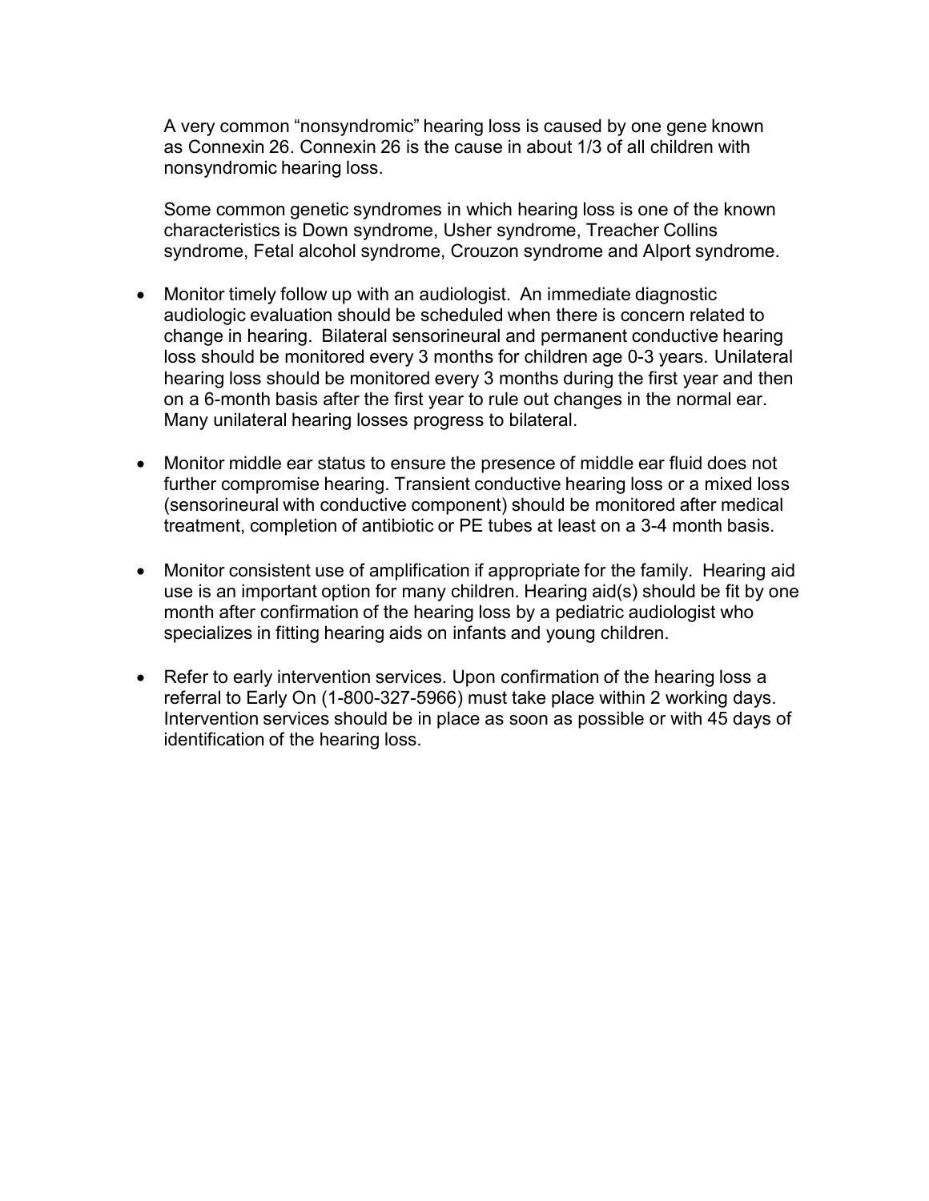A very common "nonsyndromic" hearing loss is caused by one gene known as Connexin 26. Connexin 26 is the cause in about 1/3 of all children with nonsyndromic hearing loss.

Some common genetic syndromes in which hearing loss is one of the known characteristics is Down syndrome, Usher syndrome, Treacher Collins syndrome, Fetal alcohol syndrome, Crouzon syndrome and Alport syndrome.

- Monitor timely follow up with an audiologist. An immediate diagnostic audiologic evaluation should be scheduled when there is concern related to change in hearing. Bilateral sensorineural and permanent conductive hearing loss should be monitored every 3 months for children age 0-3 years. Unilateral hearing loss should be monitored every 3 months during the first year and then on a 6-month basis after the first year to rule out changes in the normal ear. Many unilateral hearing losses progress to bilateral.

- Monitor middle ear status to ensure the presence of middle ear fluid does not further compromise hearing. Transient conductive hearing loss or a mixed loss (sensorineural with conductive component) should be monitored after medical treatment, completion of antibiotic or PE tubes at least on a 3-4 month basis.

- Monitor consistent use of amplification if appropriate for the family. Hearing aid use is an important option for many children. Hearing aid(s) should be fit by one month after confirmation of the hearing loss by a pediatric audiologist who specializes in fitting hearing aids on infants and young children.

- Refer to early intervention services. Upon confirmation of the hearing loss a referral to Early On (1-800-327-5966) must take place within 2 working days. Intervention services should be in place as soon as possible or with 45 days of identification of the hearing loss.